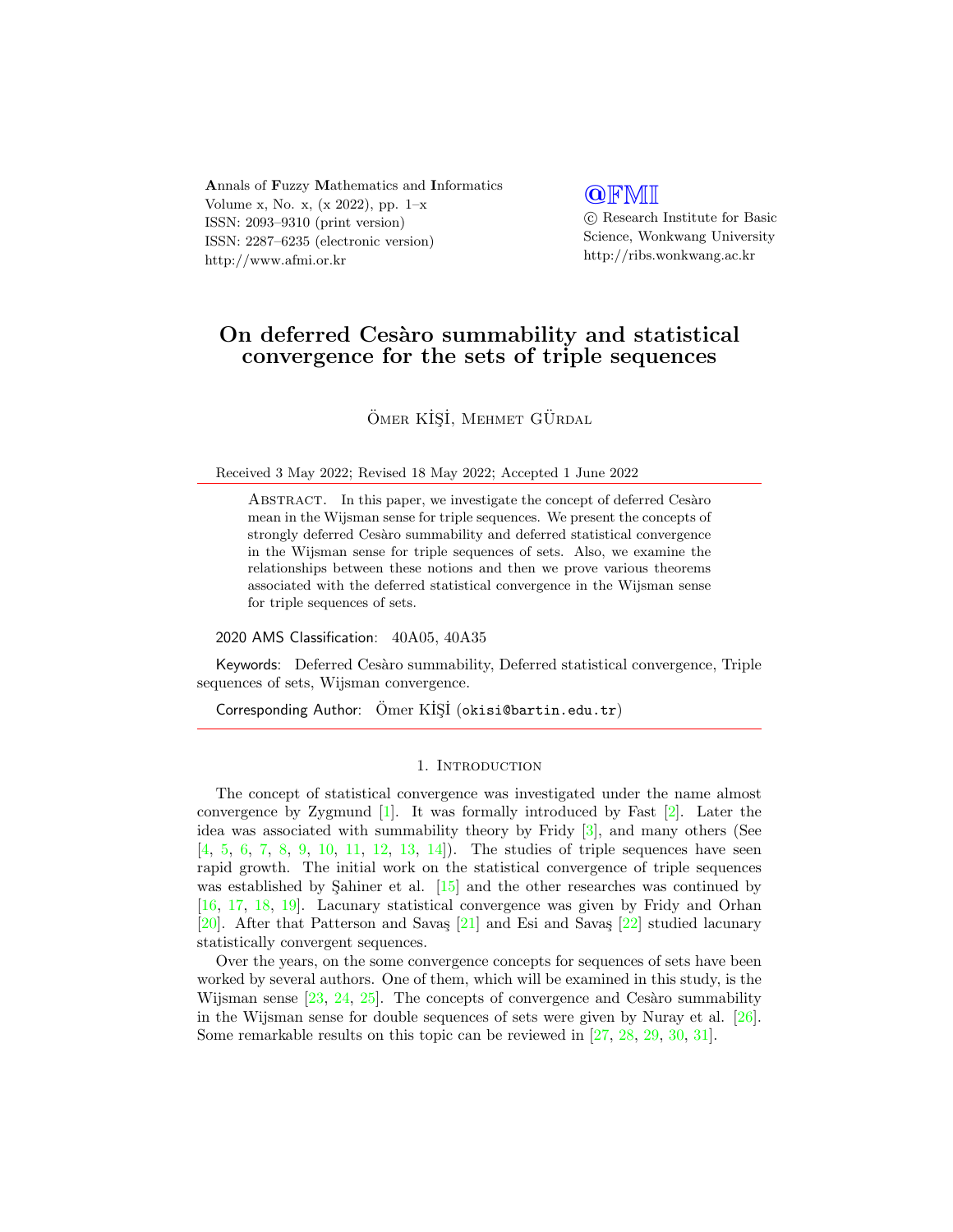Annals of Fuzzy Mathematics and Informatics
Volume x, No. x, (x 2022), pp. 1–x
ISSN: 2093–9310 (print version)
ISSN: 2287–6235 (electronic version)
http://www.afmi.or.kr

@FMI
© Research Institute for Basic Science, Wonkwang University
http://ribs.wonkwang.ac.kr

# On deferred Cesàro summability and statistical convergence for the sets of triple sequences

Ömer KİŞİ, Mehmet GÜRDAL

Received 3 May 2022; Revised 18 May 2022; Accepted 1 June 2022

Abstract. In this paper, we investigate the concept of deferred Cesàro mean in the Wijsman sense for triple sequences. We present the concepts of strongly deferred Cesàro summability and deferred statistical convergence in the Wijsman sense for triple sequences of sets. Also, we examine the relationships between these notions and then we prove various theorems associated with the deferred statistical convergence in the Wijsman sense for triple sequences of sets.

2020 AMS Classification: 40A05, 40A35

Keywords: Deferred Cesàro summability, Deferred statistical convergence, Triple sequences of sets, Wijsman convergence.

Corresponding Author: Ömer KİŞİ (okisi@bartin.edu.tr)

## 1. Introduction

The concept of statistical convergence was investigated under the name almost convergence by Zygmund [1]. It was formally introduced by Fast [2]. Later the idea was associated with summability theory by Fridy [3], and many others (See [4, 5, 6, 7, 8, 9, 10, 11, 12, 13, 14]). The studies of triple sequences have seen rapid growth. The initial work on the statistical convergence of triple sequences was established by Şahiner et al. [15] and the other researches was continued by [16, 17, 18, 19]. Lacunary statistical convergence was given by Fridy and Orhan [20]. After that Patterson and Savaş [21] and Esi and Savaş [22] studied lacunary statistically convergent sequences.

Over the years, on the some convergence concepts for sequences of sets have been worked by several authors. One of them, which will be examined in this study, is the Wijsman sense [23, 24, 25]. The concepts of convergence and Cesàro summability in the Wijsman sense for double sequences of sets were given by Nuray et al. [26]. Some remarkable results on this topic can be reviewed in [27, 28, 29, 30, 31].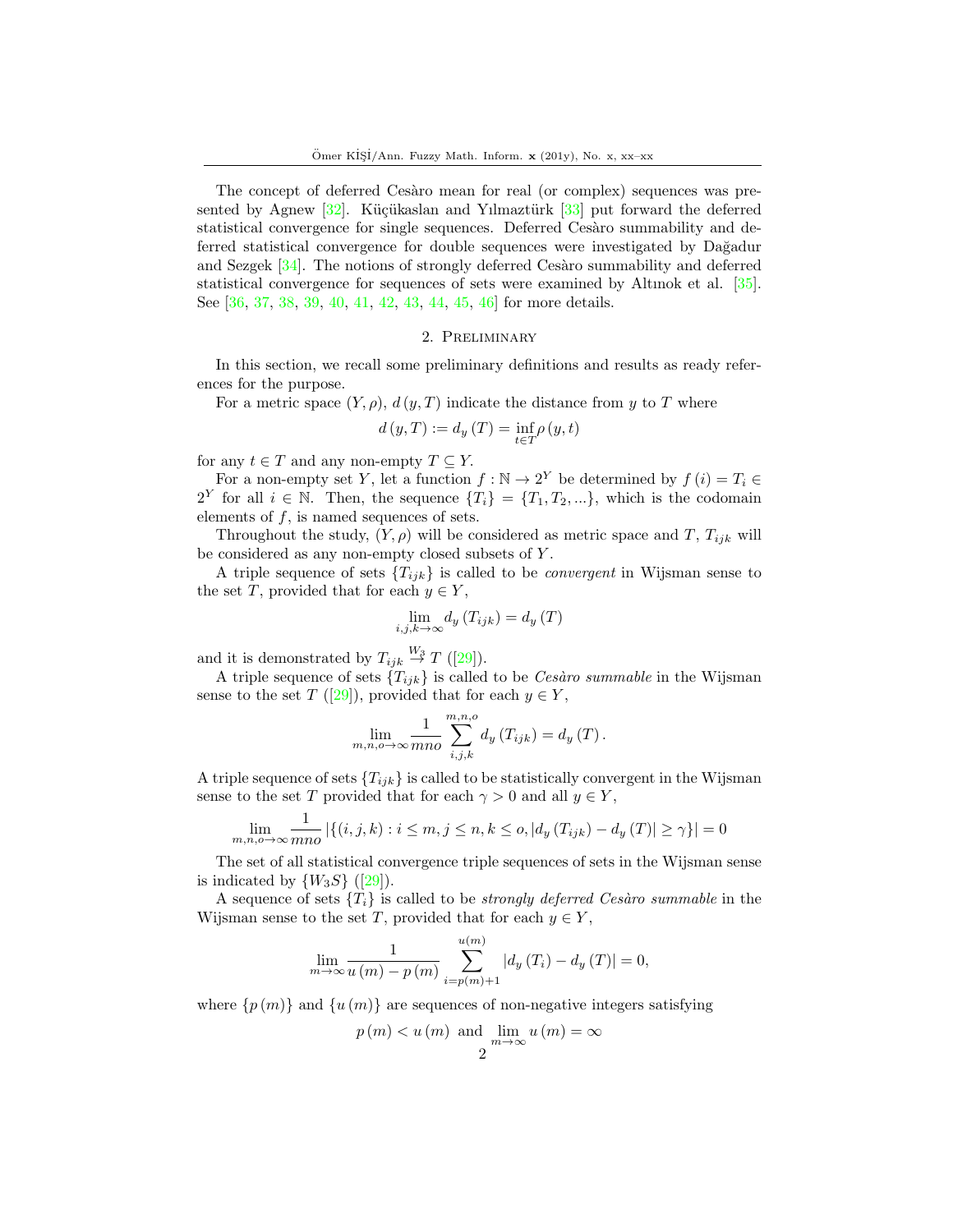The concept of deferred Cesàro mean for real (or complex) sequences was presented by Agnew [32]. Küçükaslan and Yılmaztürk [33] put forward the deferred statistical convergence for single sequences. Deferred Cesàro summability and deferred statistical convergence for double sequences were investigated by Dağadur and Sezgek [34]. The notions of strongly deferred Cesàro summability and deferred statistical convergence for sequences of sets were examined by Altınok et al. [35]. See [36, 37, 38, 39, 40, 41, 42, 43, 44, 45, 46] for more details.

## 2. Preliminary

In this section, we recall some preliminary definitions and results as ready references for the purpose.

For a metric space $(Y, \rho)$, $d(y, T)$ indicate the distance from $y$ to $T$ where

$$d(y, T) := d_y(T) = \inf_{t \in T} \rho(y, t)$$

for any $t \in T$ and any non-empty $T \subseteq Y$.

For a non-empty set $Y$, let a function $f : \mathbb{N} \to 2^Y$ be determined by $f(i) = T_i \in 2^Y$ for all $i \in \mathbb{N}$. Then, the sequence $\{T_i\} = \{T_1, T_2, ...\}$, which is the codomain elements of $f$, is named sequences of sets.

Throughout the study, $(Y, \rho)$ will be considered as metric space and $T$, $T_{ijk}$ will be considered as any non-empty closed subsets of $Y$.

A triple sequence of sets $\{T_{ijk}\}$ is called to be *convergent* in Wijsman sense to the set $T$, provided that for each $y \in Y$,

$$\lim_{i,j,k \to \infty} d_y(T_{ijk}) = d_y(T)$$

and it is demonstrated by $T_{ijk} \stackrel{W_3}{\to} T$ ([29]).

A triple sequence of sets $\{T_{ijk}\}$ is called to be *Cesàro summable* in the Wijsman sense to the set $T$ ([29]), provided that for each $y \in Y$,

$$\lim_{m,n,o \to \infty} \frac{1}{mno} \sum_{i,j,k}^{m,n,o} d_y(T_{ijk}) = d_y(T).$$

A triple sequence of sets $\{T_{ijk}\}$ is called to be statistically convergent in the Wijsman sense to the set $T$ provided that for each $\gamma > 0$ and all $y \in Y$,

$$\lim_{m,n,o \to \infty} \frac{1}{mno} |\{(i, j, k) : i \leq m, j \leq n, k \leq o, |d_y(T_{ijk}) - d_y(T)| \geq \gamma\}| = 0$$

The set of all statistical convergence triple sequences of sets in the Wijsman sense is indicated by $\{W_3 S\}$ ([29]).

A sequence of sets $\{T_i\}$ is called to be *strongly deferred Cesàro summable* in the Wijsman sense to the set $T$, provided that for each $y \in Y$,

$$\lim_{m \to \infty} \frac{1}{u(m) - p(m)} \sum_{i=p(m)+1}^{u(m)} |d_y(T_i) - d_y(T)| = 0,$$

where $\{p(m)\}$ and $\{u(m)\}$ are sequences of non-negative integers satisfying

$$p(m) < u(m) \text{ and } \lim_{m \to \infty} u(m) = \infty$$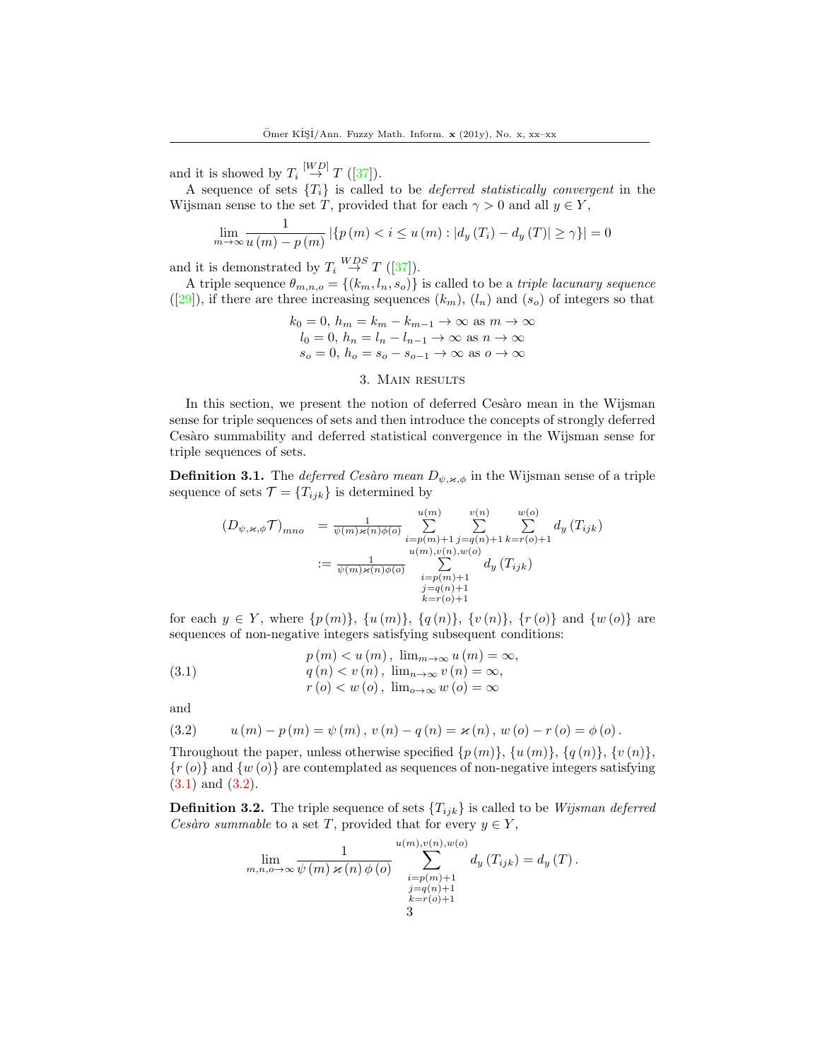and it is showed by $T_i \overset{[WD]}{\rightarrow} T$ ([37]).

A sequence of sets $\{T_i\}$ is called to be *deferred statistically convergent* in the Wijsman sense to the set $T$, provided that for each $\gamma > 0$ and all $y \in Y$,

$$\lim_{m\to\infty} \frac{1}{u(m) - p(m)} \left|\{p(m) < i \leq u(m) : |d_y(T_i) - d_y(T)| \geq \gamma\}\right| = 0$$

and it is demonstrated by $T_i \overset{WDS}{\rightarrow} T$ ([37]).

A triple sequence $\theta_{m,n,o} = \{(k_m, l_n, s_o)\}$ is called to be a *triple lacunary sequence* ([29]), if there are three increasing sequences $(k_m)$, $(l_n)$ and $(s_o)$ of integers so that

$$\begin{gathered} k_0 = 0,\ h_m = k_m - k_{m-1} \to \infty \text{ as } m \to \infty \\ l_0 = 0,\ h_n = l_n - l_{n-1} \to \infty \text{ as } n \to \infty \\ s_o = 0,\ h_o = s_o - s_{o-1} \to \infty \text{ as } o \to \infty \end{gathered}$$

## 3. Main results

In this section, we present the notion of deferred Cesàro mean in the Wijsman sense for triple sequences of sets and then introduce the concepts of strongly deferred Cesàro summability and deferred statistical convergence in the Wijsman sense for triple sequences of sets.

**Definition 3.1.** The *deferred Cesàro mean* $D_{\psi,\varkappa,\phi}$ in the Wijsman sense of a triple sequence of sets $\mathcal{T} = \{T_{ijk}\}$ is determined by

$$\begin{aligned} (D_{\psi,\varkappa,\phi}\mathcal{T})_{mno} &= \frac{1}{\psi(m)\varkappa(n)\phi(o)} \sum_{i=p(m)+1}^{u(m)} \sum_{j=q(n)+1}^{v(n)} \sum_{k=r(o)+1}^{w(o)} d_y(T_{ijk}) \\ &:= \frac{1}{\psi(m)\varkappa(n)\phi(o)} \sum_{\substack{i=p(m)+1 \\ j=q(n)+1 \\ k=r(o)+1}}^{u(m),v(n),w(o)} d_y(T_{ijk}) \end{aligned}$$

for each $y \in Y$, where $\{p(m)\}$, $\{u(m)\}$, $\{q(n)\}$, $\{v(n)\}$, $\{r(o)\}$ and $\{w(o)\}$ are sequences of non-negative integers satisfying subsequent conditions:

$$\begin{gathered} p(m) < u(m),\ \lim_{m\to\infty} u(m) = \infty, \\ q(n) < v(n),\ \lim_{n\to\infty} v(n) = \infty, \\ r(o) < w(o),\ \lim_{o\to\infty} w(o) = \infty \end{gathered} \tag{3.1}$$

and

$$u(m) - p(m) = \psi(m),\ v(n) - q(n) = \varkappa(n),\ w(o) - r(o) = \phi(o). \tag{3.2}$$

Throughout the paper, unless otherwise specified $\{p(m)\}$, $\{u(m)\}$, $\{q(n)\}$, $\{v(n)\}$, $\{r(o)\}$ and $\{w(o)\}$ are contemplated as sequences of non-negative integers satisfying (3.1) and (3.2).

**Definition 3.2.** The triple sequence of sets $\{T_{ijk}\}$ is called to be *Wijsman deferred Cesàro summable* to a set $T$, provided that for every $y \in Y$,

$$\lim_{m,n,o\to\infty} \frac{1}{\psi(m)\varkappa(n)\phi(o)} \sum_{\substack{i=p(m)+1 \\ j=q(n)+1 \\ k=r(o)+1}}^{u(m),v(n),w(o)} d_y(T_{ijk}) = d_y(T).$$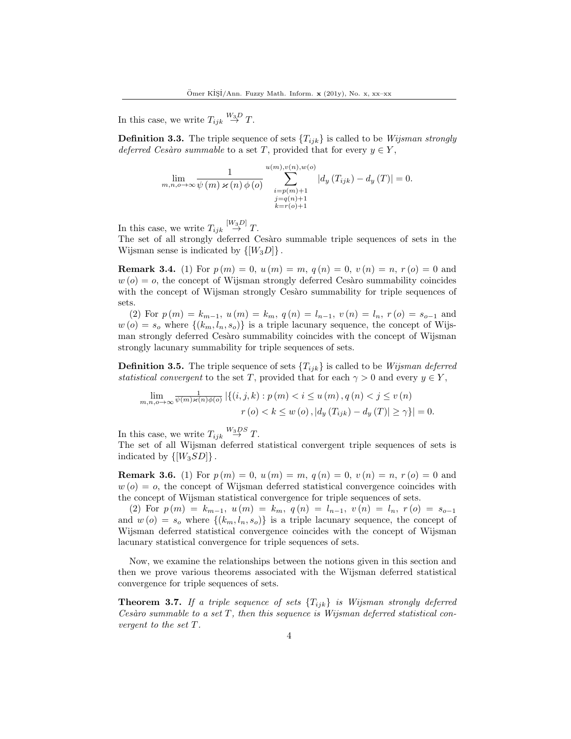In this case, we write $T_{ijk} \overset{W_3 D}{\rightarrow} T$.

**Definition 3.3.** The triple sequence of sets $\{T_{ijk}\}$ is called to be *Wijsman strongly deferred Cesàro summable* to a set $T$, provided that for every $y \in Y$,

$$\lim_{m,n,o\to\infty} \frac{1}{\psi(m)\varkappa(n)\phi(o)} \sum_{\substack{i=p(m)+1 \\ j=q(n)+1 \\ k=r(o)+1}}^{u(m),v(n),w(o)} |d_y(T_{ijk}) - d_y(T)| = 0.$$

In this case, we write $T_{ijk} \overset{[W_3 D]}{\rightarrow} T$.
The set of all strongly deferred Cesàro summable triple sequences of sets in the Wijsman sense is indicated by $\{[W_3 D]\}$.

**Remark 3.4.** (1) For $p(m) = 0$, $u(m) = m$, $q(n) = 0$, $v(n) = n$, $r(o) = 0$ and $w(o) = o$, the concept of Wijsman strongly deferred Cesàro summability coincides with the concept of Wijsman strongly Cesàro summability for triple sequences of sets.

(2) For $p(m) = k_{m-1}$, $u(m) = k_m$, $q(n) = l_{n-1}$, $v(n) = l_n$, $r(o) = s_{o-1}$ and $w(o) = s_o$ where $\{(k_m, l_n, s_o)\}$ is a triple lacunary sequence, the concept of Wijsman strongly deferred Cesàro summability coincides with the concept of Wijsman strongly lacunary summability for triple sequences of sets.

**Definition 3.5.** The triple sequence of sets $\{T_{ijk}\}$ is called to be *Wijsman deferred statistical convergent* to the set $T$, provided that for each $\gamma > 0$ and every $y \in Y$,

$$\lim_{m,n,o\to\infty} \tfrac{1}{\psi(m)\varkappa(n)\phi(o)} |\{(i,j,k) : p(m) < i \leq u(m), q(n) < j \leq v(n)$$
$$r(o) < k \leq w(o), |d_y(T_{ijk}) - d_y(T)| \geq \gamma\}| = 0.$$

In this case, we write $T_{ijk} \overset{W_3 DS}{\rightarrow} T$.
The set of all Wijsman deferred statistical convergent triple sequences of sets is indicated by $\{[W_3 SD]\}$.

**Remark 3.6.** (1) For $p(m) = 0$, $u(m) = m$, $q(n) = 0$, $v(n) = n$, $r(o) = 0$ and $w(o) = o$, the concept of Wijsman deferred statistical convergence coincides with the concept of Wijsman statistical convergence for triple sequences of sets.

(2) For $p(m) = k_{m-1}$, $u(m) = k_m$, $q(n) = l_{n-1}$, $v(n) = l_n$, $r(o) = s_{o-1}$ and $w(o) = s_o$ where $\{(k_m, l_n, s_o)\}$ is a triple lacunary sequence, the concept of Wijsman deferred statistical convergence coincides with the concept of Wijsman lacunary statistical convergence for triple sequences of sets.

Now, we examine the relationships between the notions given in this section and then we prove various theorems associated with the Wijsman deferred statistical convergence for triple sequences of sets.

**Theorem 3.7.** *If a triple sequence of sets $\{T_{ijk}\}$ is Wijsman strongly deferred Cesàro summable to a set $T$, then this sequence is Wijsman deferred statistical convergent to the set $T$.*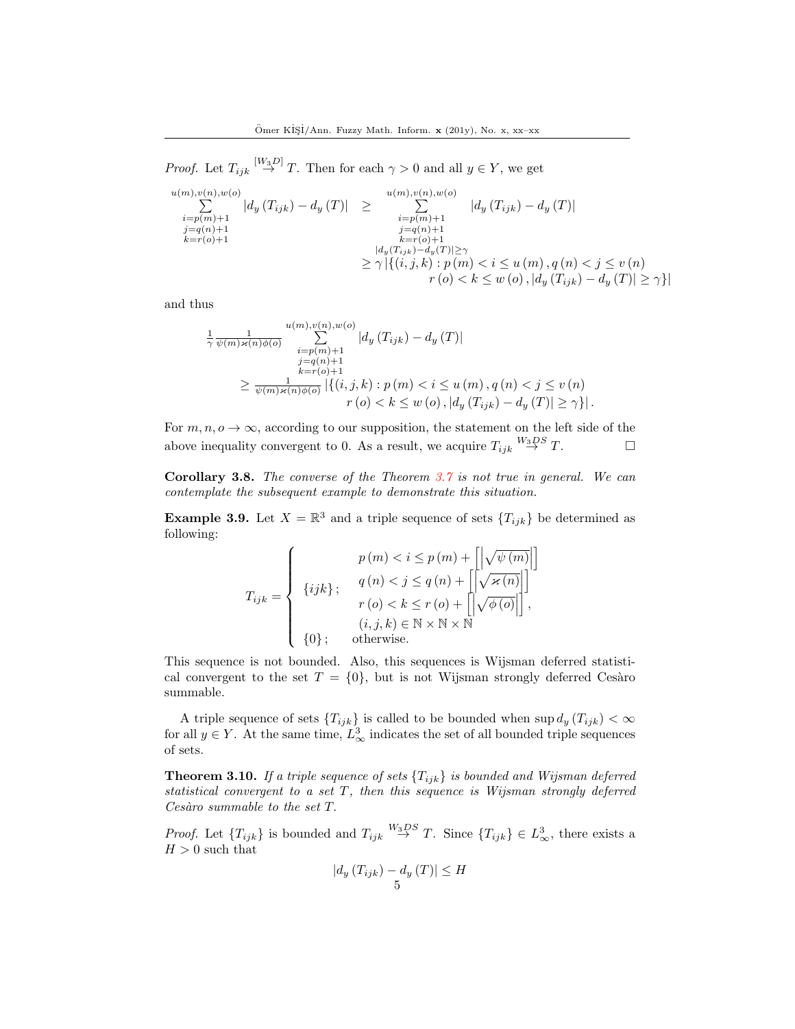*Proof.* Let $T_{ijk} \overset{[W_3 D]}{\rightarrow} T$. Then for each $\gamma > 0$ and all $y \in Y$, we get

$$\begin{aligned}
\sum_{\substack{i=p(m)+1\\ j=q(n)+1\\ k=r(o)+1}}^{u(m),v(n),w(o)} \left| d_y(T_{ijk}) - d_y(T) \right| &\geq \sum_{\substack{i=p(m)+1\\ j=q(n)+1\\ k=r(o)+1\\ |d_y(T_{ijk})-d_y(T)|\geq\gamma}}^{u(m),v(n),w(o)} \left| d_y(T_{ijk}) - d_y(T) \right| \\
&\geq \gamma \left| \{(i,j,k) : p(m) < i \leq u(m), q(n) < j \leq v(n) \right. \\
&\qquad \left. r(o) < k \leq w(o), \left| d_y(T_{ijk}) - d_y(T) \right| \geq \gamma\} \right|
\end{aligned}$$

and thus

$$\begin{aligned}
&\frac{1}{\gamma} \frac{1}{\psi(m)\varkappa(n)\phi(o)} \sum_{\substack{i=p(m)+1\\ j=q(n)+1\\ k=r(o)+1}}^{u(m),v(n),w(o)} \left| d_y(T_{ijk}) - d_y(T) \right| \\
&\quad \geq \frac{1}{\psi(m)\varkappa(n)\phi(o)} \left| \{(i,j,k) : p(m) < i \leq u(m), q(n) < j \leq v(n) \right. \\
&\qquad \left. r(o) < k \leq w(o), \left| d_y(T_{ijk}) - d_y(T) \right| \geq \gamma\} \right|.
\end{aligned}$$

For $m, n, o \to \infty$, according to our supposition, the statement on the left side of the above inequality convergent to 0. As a result, we acquire $T_{ijk} \overset{W_3 DS}{\rightarrow} T$. $\square$

**Corollary 3.8.** *The converse of the Theorem 3.7 is not true in general. We can contemplate the subsequent example to demonstrate this situation.*

**Example 3.9.** Let $X = \mathbb{R}^3$ and a triple sequence of sets $\{T_{ijk}\}$ be determined as following:

$$T_{ijk} = \begin{cases} \{ijk\}; & \begin{array}{l} p(m) < i \leq p(m) + \left[\left|\sqrt{\psi(m)}\right|\right] \\ q(n) < j \leq q(n) + \left[\left|\sqrt{\varkappa(n)}\right|\right] \\ r(o) < k \leq r(o) + \left[\left|\sqrt{\phi(o)}\right|\right], \\ (i,j,k) \in \mathbb{N} \times \mathbb{N} \times \mathbb{N} \end{array} \\ \{0\}; & \text{otherwise.} \end{cases}$$

This sequence is not bounded. Also, this sequences is Wijsman deferred statistical convergent to the set $T = \{0\}$, but is not Wijsman strongly deferred Cesàro summable.

A triple sequence of sets $\{T_{ijk}\}$ is called to be bounded when $\sup d_y(T_{ijk}) < \infty$ for all $y \in Y$. At the same time, $L_\infty^3$ indicates the set of all bounded triple sequences of sets.

**Theorem 3.10.** *If a triple sequence of sets $\{T_{ijk}\}$ is bounded and Wijsman deferred statistical convergent to a set $T$, then this sequence is Wijsman strongly deferred Cesàro summable to the set $T$.*

*Proof.* Let $\{T_{ijk}\}$ is bounded and $T_{ijk} \overset{W_3 DS}{\rightarrow} T$. Since $\{T_{ijk}\} \in L_\infty^3$, there exists a $H > 0$ such that

$$\left| d_y(T_{ijk}) - d_y(T) \right| \leq H$$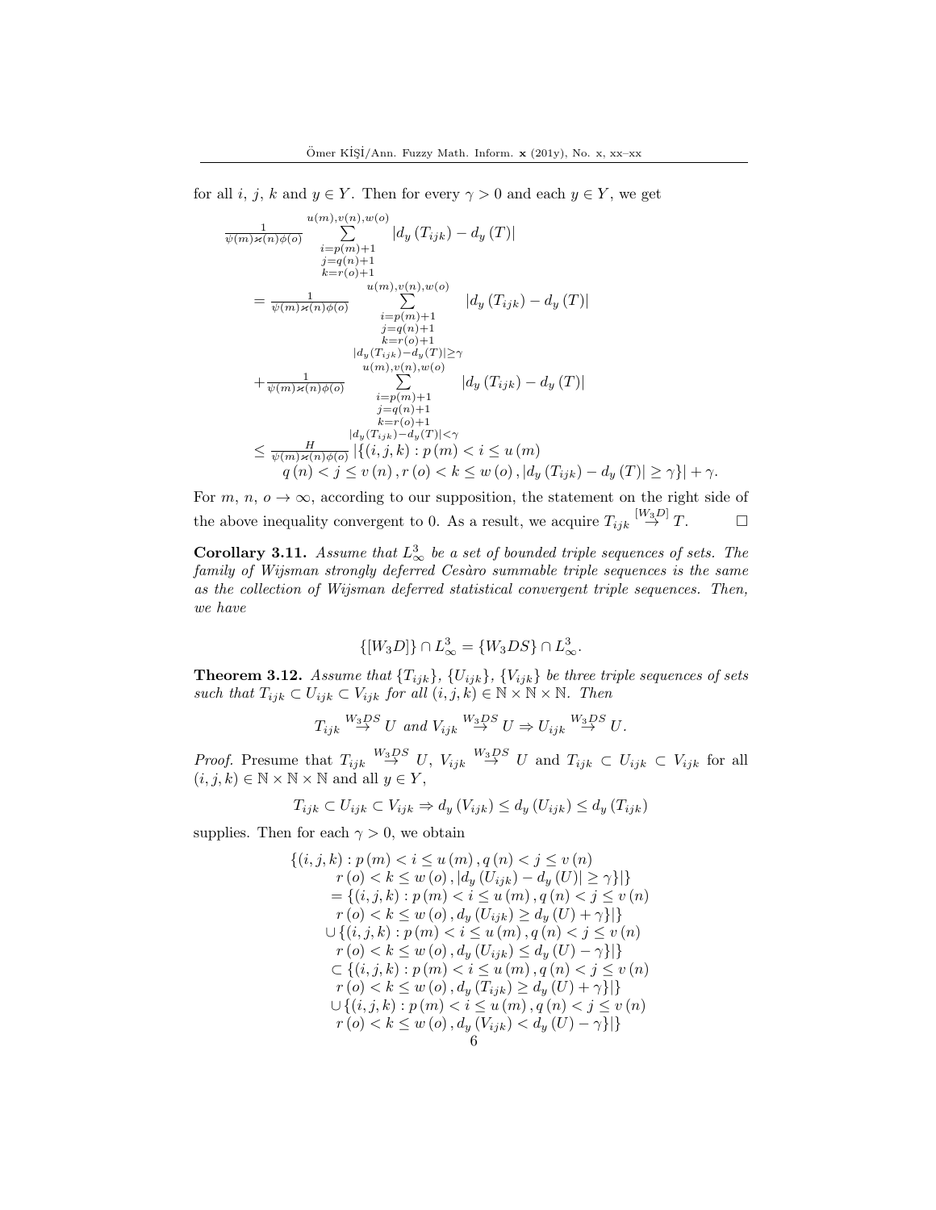for all $i$, $j$, $k$ and $y \in Y$. Then for every $\gamma > 0$ and each $y \in Y$, we get

$$
\begin{aligned}
&\frac{1}{\psi(m)\varkappa(n)\phi(o)} \sum_{\substack{i=p(m)+1 \\ j=q(n)+1 \\ k=r(o)+1}}^{u(m),v(n),w(o)} \left| d_y\left(T_{ijk}\right) - d_y\left(T\right) \right| \\
&= \frac{1}{\psi(m)\varkappa(n)\phi(o)} \sum_{\substack{i=p(m)+1 \\ j=q(n)+1 \\ k=r(o)+1 \\ |d_y(T_{ijk}) - d_y(T)| \geq \gamma}}^{u(m),v(n),w(o)} \left| d_y\left(T_{ijk}\right) - d_y\left(T\right) \right| \\
&+ \frac{1}{\psi(m)\varkappa(n)\phi(o)} \sum_{\substack{i=p(m)+1 \\ j=q(n)+1 \\ k=r(o)+1 \\ |d_y(T_{ijk}) - d_y(T)| < \gamma}}^{u(m),v(n),w(o)} \left| d_y\left(T_{ijk}\right) - d_y\left(T\right) \right| \\
&\leq \frac{H}{\psi(m)\varkappa(n)\phi(o)} \left| \{(i,j,k) : p\left(m\right) < i \leq u\left(m\right) \right. \\
&\qquad \left. q\left(n\right) < j \leq v\left(n\right), r\left(o\right) < k \leq w\left(o\right), \left| d_y\left(T_{ijk}\right) - d_y\left(T\right) \right| \geq \gamma \} \right| + \gamma.
\end{aligned}
$$

For $m$, $n$, $o \to \infty$, according to our supposition, the statement on the right side of the above inequality convergent to 0. As a result, we acquire $T_{ijk} \overset{[W_3 D]}{\rightarrow} T$. □

**Corollary 3.11.** *Assume that $L_\infty^3$ be a set of bounded triple sequences of sets. The family of Wijsman strongly deferred Cesàro summable triple sequences is the same as the collection of Wijsman deferred statistical convergent triple sequences. Then, we have*

$$\{[W_3 D]\} \cap L_\infty^3 = \{W_3 DS\} \cap L_\infty^3.$$

**Theorem 3.12.** *Assume that $\{T_{ijk}\}$, $\{U_{ijk}\}$, $\{V_{ijk}\}$ be three triple sequences of sets such that $T_{ijk} \subset U_{ijk} \subset V_{ijk}$ for all $(i,j,k) \in \mathbb{N} \times \mathbb{N} \times \mathbb{N}$. Then*

$$T_{ijk} \overset{W_3 DS}{\rightarrow} U \text{ and } V_{ijk} \overset{W_3 DS}{\rightarrow} U \Rightarrow U_{ijk} \overset{W_3 DS}{\rightarrow} U.$$

*Proof.* Presume that $T_{ijk} \overset{W_3 DS}{\rightarrow} U$, $V_{ijk} \overset{W_3 DS}{\rightarrow} U$ and $T_{ijk} \subset U_{ijk} \subset V_{ijk}$ for all $(i,j,k) \in \mathbb{N} \times \mathbb{N} \times \mathbb{N}$ and all $y \in Y$,

$$T_{ijk} \subset U_{ijk} \subset V_{ijk} \Rightarrow d_y\left(V_{ijk}\right) \leq d_y\left(U_{ijk}\right) \leq d_y\left(T_{ijk}\right)$$

supplies. Then for each $\gamma > 0$, we obtain

$$
\begin{aligned}
&\{(i,j,k) : p\left(m\right) < i \leq u\left(m\right), q\left(n\right) < j \leq v\left(n\right) \\
&\qquad r\left(o\right) < k \leq w\left(o\right), \left| d_y\left(U_{ijk}\right) - d_y\left(U\right) \right| \geq \gamma \} | \} \\
&\quad = \{(i,j,k) : p\left(m\right) < i \leq u\left(m\right), q\left(n\right) < j \leq v\left(n\right) \\
&\qquad r\left(o\right) < k \leq w\left(o\right), d_y\left(U_{ijk}\right) \geq d_y\left(U\right) + \gamma \} | \} \\
&\quad \cup \{(i,j,k) : p\left(m\right) < i \leq u\left(m\right), q\left(n\right) < j \leq v\left(n\right) \\
&\qquad r\left(o\right) < k \leq w\left(o\right), d_y\left(U_{ijk}\right) \leq d_y\left(U\right) - \gamma \} | \} \\
&\quad \subset \{(i,j,k) : p\left(m\right) < i \leq u\left(m\right), q\left(n\right) < j \leq v\left(n\right) \\
&\qquad r\left(o\right) < k \leq w\left(o\right), d_y\left(T_{ijk}\right) \geq d_y\left(U\right) + \gamma \} | \} \\
&\quad \cup \{(i,j,k) : p\left(m\right) < i \leq u\left(m\right), q\left(n\right) < j \leq v\left(n\right) \\
&\qquad r\left(o\right) < k \leq w\left(o\right), d_y\left(V_{ijk}\right) < d_y\left(U\right) - \gamma \} | \}
\end{aligned}
$$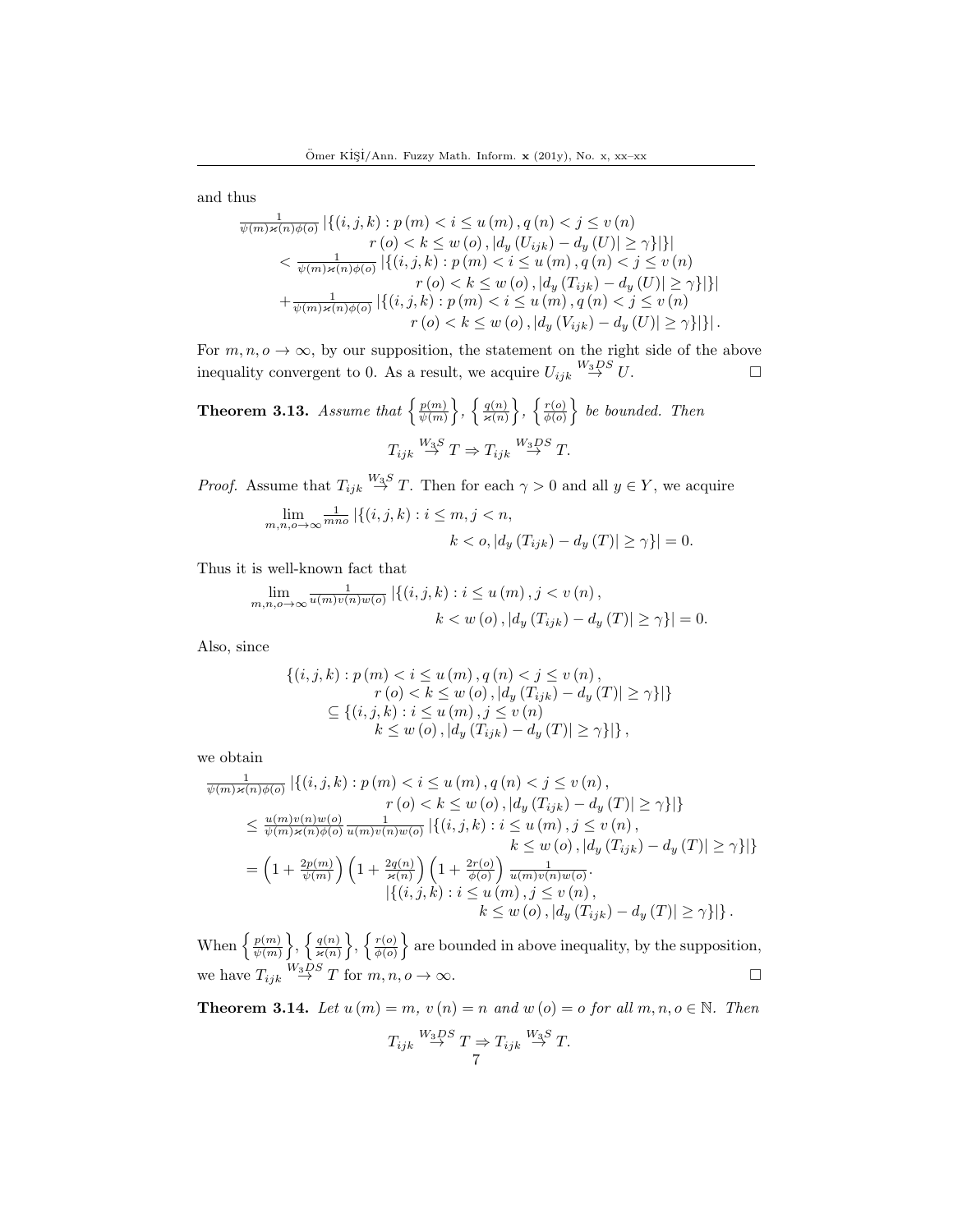and thus

$$
\begin{aligned}
&\tfrac{1}{\psi(m)\varkappa(n)\phi(o)} \left|\{(i,j,k) : p(m) < i \leq u(m), q(n) < j \leq v(n) \right.\\
&\qquad\qquad \left. r(o) < k \leq w(o), |d_y(U_{ijk}) - d_y(U)| \geq \gamma\}|\}\right| \\
&< \tfrac{1}{\psi(m)\varkappa(n)\phi(o)} \left|\{(i,j,k) : p(m) < i \leq u(m), q(n) < j \leq v(n) \right.\\
&\qquad\qquad \left. r(o) < k \leq w(o), |d_y(T_{ijk}) - d_y(U)| \geq \gamma\}|\}\right| \\
&+ \tfrac{1}{\psi(m)\varkappa(n)\phi(o)} \left|\{(i,j,k) : p(m) < i \leq u(m), q(n) < j \leq v(n) \right.\\
&\qquad\qquad \left. r(o) < k \leq w(o), |d_y(V_{ijk}) - d_y(U)| \geq \gamma\}|\}\right|.
\end{aligned}
$$

For $m, n, o \to \infty$, by our supposition, the statement on the right side of the above inequality convergent to 0. As a result, we acquire $U_{ijk} \overset{W_3DS}{\to} U$. $\square$

**Theorem 3.13.** *Assume that* $\left\{\frac{p(m)}{\psi(m)}\right\}, \left\{\frac{q(n)}{\varkappa(n)}\right\}, \left\{\frac{r(o)}{\phi(o)}\right\}$ *be bounded. Then*

$$T_{ijk} \overset{W_3S}{\to} T \Rightarrow T_{ijk} \overset{W_3DS}{\to} T.$$

*Proof.* Assume that $T_{ijk} \overset{W_3S}{\to} T$. Then for each $\gamma > 0$ and all $y \in Y$, we acquire

$$
\begin{aligned}
\lim_{m,n,o\to\infty} \tfrac{1}{mno} &\left|\{(i,j,k) : i \leq m, j < n, \right.\\
&\qquad \left. k < o, |d_y(T_{ijk}) - d_y(T)| \geq \gamma\}\right| = 0.
\end{aligned}
$$

Thus it is well-known fact that

$$
\begin{aligned}
\lim_{m,n,o\to\infty} \tfrac{1}{u(m)v(n)w(o)} &\left|\{(i,j,k) : i \leq u(m), j < v(n), \right.\\
&\qquad \left. k < w(o), |d_y(T_{ijk}) - d_y(T)| \geq \gamma\}\right| = 0.
\end{aligned}
$$

Also, since

$$
\begin{aligned}
&\{(i,j,k) : p(m) < i \leq u(m), q(n) < j \leq v(n), \\
&\qquad r(o) < k \leq w(o), |d_y(T_{ijk}) - d_y(T)| \geq \gamma\}|\} \\
&\subseteq \{(i,j,k) : i \leq u(m), j \leq v(n) \\
&\qquad k \leq w(o), |d_y(T_{ijk}) - d_y(T)| \geq \gamma\}|\},
\end{aligned}
$$

we obtain

$$
\begin{aligned}
&\tfrac{1}{\psi(m)\varkappa(n)\phi(o)} \left|\{(i,j,k) : p(m) < i \leq u(m), q(n) < j \leq v(n), \right.\\
&\qquad\qquad \left. r(o) < k \leq w(o), |d_y(T_{ijk}) - d_y(T)| \geq \gamma\}|\}\right. \\
&\leq \tfrac{u(m)v(n)w(o)}{\psi(m)\varkappa(n)\phi(o)} \tfrac{1}{u(m)v(n)w(o)} \left|\{(i,j,k) : i \leq u(m), j \leq v(n), \right.\\
&\qquad\qquad \left. k \leq w(o), |d_y(T_{ijk}) - d_y(T)| \geq \gamma\}|\}\right. \\
&= \left(1 + \tfrac{2p(m)}{\psi(m)}\right)\left(1 + \tfrac{2q(n)}{\varkappa(n)}\right)\left(1 + \tfrac{2r(o)}{\phi(o)}\right) \tfrac{1}{u(m)v(n)w(o)}. \\
&\qquad \left|\{(i,j,k) : i \leq u(m), j \leq v(n), \right.\\
&\qquad\qquad \left. k \leq w(o), |d_y(T_{ijk}) - d_y(T)| \geq \gamma\}|\}\right..
\end{aligned}
$$

When $\left\{\frac{p(m)}{\psi(m)}\right\}, \left\{\frac{q(n)}{\varkappa(n)}\right\}, \left\{\frac{r(o)}{\phi(o)}\right\}$ are bounded in above inequality, by the supposition, we have $T_{ijk} \overset{W_3DS}{\to} T$ for $m, n, o \to \infty$. $\square$

**Theorem 3.14.** *Let* $u(m) = m$, $v(n) = n$ *and* $w(o) = o$ *for all* $m, n, o \in \mathbb{N}$. *Then*

$$T_{ijk} \overset{W_3DS}{\to} T \Rightarrow T_{ijk} \overset{W_3S}{\to} T.$$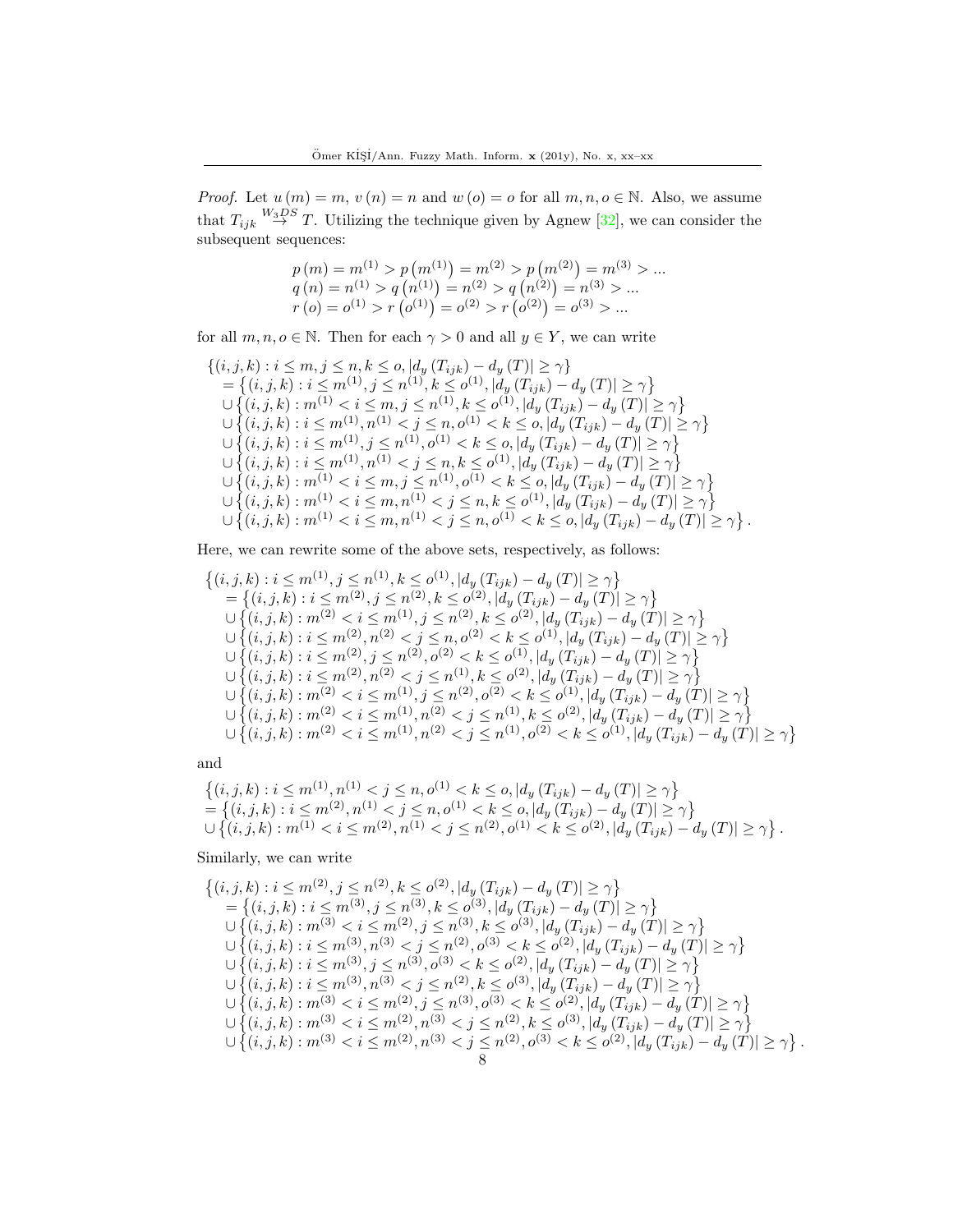*Proof.* Let $u(m) = m$, $v(n) = n$ and $w(o) = o$ for all $m, n, o \in \mathbb{N}$. Also, we assume that $T_{ijk} \overset{W_3 DS}{\to} T$. Utilizing the technique given by Agnew [32], we can consider the subsequent sequences:

$$\begin{aligned}
&p(m) = m^{(1)} > p\left(m^{(1)}\right) = m^{(2)} > p\left(m^{(2)}\right) = m^{(3)} > ...\\
&q(n) = n^{(1)} > q\left(n^{(1)}\right) = n^{(2)} > q\left(n^{(2)}\right) = n^{(3)} > ...\\
&r(o) = o^{(1)} > r\left(o^{(1)}\right) = o^{(2)} > r\left(o^{(2)}\right) = o^{(3)} > ...
\end{aligned}$$

for all $m, n, o \in \mathbb{N}$. Then for each $\gamma > 0$ and all $y \in Y$, we can write

$$\begin{aligned}
&\left\{(i,j,k) : i \leq m, j \leq n, k \leq o, \left|d_y\left(T_{ijk}\right) - d_y(T)\right| \geq \gamma\right\}\\
&= \left\{(i,j,k) : i \leq m^{(1)}, j \leq n^{(1)}, k \leq o^{(1)}, \left|d_y\left(T_{ijk}\right) - d_y(T)\right| \geq \gamma\right\}\\
&\cup \left\{(i,j,k) : m^{(1)} < i \leq m, j \leq n^{(1)}, k \leq o^{(1)}, \left|d_y\left(T_{ijk}\right) - d_y(T)\right| \geq \gamma\right\}\\
&\cup \left\{(i,j,k) : i \leq m^{(1)}, n^{(1)} < j \leq n, o^{(1)} < k \leq o, \left|d_y\left(T_{ijk}\right) - d_y(T)\right| \geq \gamma\right\}\\
&\cup \left\{(i,j,k) : i \leq m^{(1)}, j \leq n^{(1)}, o^{(1)} < k \leq o, \left|d_y\left(T_{ijk}\right) - d_y(T)\right| \geq \gamma\right\}\\
&\cup \left\{(i,j,k) : i \leq m^{(1)}, n^{(1)} < j \leq n, k \leq o^{(1)}, \left|d_y\left(T_{ijk}\right) - d_y(T)\right| \geq \gamma\right\}\\
&\cup \left\{(i,j,k) : m^{(1)} < i \leq m, j \leq n^{(1)}, o^{(1)} < k \leq o, \left|d_y\left(T_{ijk}\right) - d_y(T)\right| \geq \gamma\right\}\\
&\cup \left\{(i,j,k) : m^{(1)} < i \leq m, n^{(1)} < j \leq n, k \leq o^{(1)}, \left|d_y\left(T_{ijk}\right) - d_y(T)\right| \geq \gamma\right\}\\
&\cup \left\{(i,j,k) : m^{(1)} < i \leq m, n^{(1)} < j \leq n, o^{(1)} < k \leq o, \left|d_y\left(T_{ijk}\right) - d_y(T)\right| \geq \gamma\right\}.
\end{aligned}$$

Here, we can rewrite some of the above sets, respectively, as follows:

$$\begin{aligned}
&\left\{(i,j,k) : i \leq m^{(1)}, j \leq n^{(1)}, k \leq o^{(1)}, \left|d_y\left(T_{ijk}\right) - d_y(T)\right| \geq \gamma\right\}\\
&= \left\{(i,j,k) : i \leq m^{(2)}, j \leq n^{(2)}, k \leq o^{(2)}, \left|d_y\left(T_{ijk}\right) - d_y(T)\right| \geq \gamma\right\}\\
&\cup \left\{(i,j,k) : m^{(2)} < i \leq m^{(1)}, j \leq n^{(2)}, k \leq o^{(2)}, \left|d_y\left(T_{ijk}\right) - d_y(T)\right| \geq \gamma\right\}\\
&\cup \left\{(i,j,k) : i \leq m^{(2)}, n^{(2)} < j \leq n, o^{(2)} < k \leq o^{(1)}, \left|d_y\left(T_{ijk}\right) - d_y(T)\right| \geq \gamma\right\}\\
&\cup \left\{(i,j,k) : i \leq m^{(2)}, j \leq n^{(2)}, o^{(2)} < k \leq o^{(1)}, \left|d_y\left(T_{ijk}\right) - d_y(T)\right| \geq \gamma\right\}\\
&\cup \left\{(i,j,k) : i \leq m^{(2)}, n^{(2)} < j \leq n^{(1)}, k \leq o^{(2)}, \left|d_y\left(T_{ijk}\right) - d_y(T)\right| \geq \gamma\right\}\\
&\cup \left\{(i,j,k) : m^{(2)} < i \leq m^{(1)}, j \leq n^{(2)}, o^{(2)} < k \leq o^{(1)}, \left|d_y\left(T_{ijk}\right) - d_y(T)\right| \geq \gamma\right\}\\
&\cup \left\{(i,j,k) : m^{(2)} < i \leq m^{(1)}, n^{(2)} < j \leq n^{(1)}, k \leq o^{(2)}, \left|d_y\left(T_{ijk}\right) - d_y(T)\right| \geq \gamma\right\}\\
&\cup \left\{(i,j,k) : m^{(2)} < i \leq m^{(1)}, n^{(2)} < j \leq n^{(1)}, o^{(2)} < k \leq o^{(1)}, \left|d_y\left(T_{ijk}\right) - d_y(T)\right| \geq \gamma\right\}
\end{aligned}$$

and

$$\begin{aligned}
&\left\{(i,j,k) : i \leq m^{(1)}, n^{(1)} < j \leq n, o^{(1)} < k \leq o, \left|d_y\left(T_{ijk}\right) - d_y(T)\right| \geq \gamma\right\}\\
&= \left\{(i,j,k) : i \leq m^{(2)}, n^{(1)} < j \leq n, o^{(1)} < k \leq o, \left|d_y\left(T_{ijk}\right) - d_y(T)\right| \geq \gamma\right\}\\
&\cup \left\{(i,j,k) : m^{(1)} < i \leq m^{(2)}, n^{(1)} < j \leq n^{(2)}, o^{(1)} < k \leq o^{(2)}, \left|d_y\left(T_{ijk}\right) - d_y(T)\right| \geq \gamma\right\}.
\end{aligned}$$

Similarly, we can write

$$\begin{aligned}
&\left\{(i,j,k) : i \leq m^{(2)}, j \leq n^{(2)}, k \leq o^{(2)}, \left|d_y\left(T_{ijk}\right) - d_y(T)\right| \geq \gamma\right\}\\
&= \left\{(i,j,k) : i \leq m^{(3)}, j \leq n^{(3)}, k \leq o^{(3)}, \left|d_y\left(T_{ijk}\right) - d_y(T)\right| \geq \gamma\right\}\\
&\cup \left\{(i,j,k) : m^{(3)} < i \leq m^{(2)}, j \leq n^{(3)}, k \leq o^{(3)}, \left|d_y\left(T_{ijk}\right) - d_y(T)\right| \geq \gamma\right\}\\
&\cup \left\{(i,j,k) : i \leq m^{(3)}, n^{(3)} < j \leq n^{(2)}, o^{(3)} < k \leq o^{(2)}, \left|d_y\left(T_{ijk}\right) - d_y(T)\right| \geq \gamma\right\}\\
&\cup \left\{(i,j,k) : i \leq m^{(3)}, j \leq n^{(3)}, o^{(3)} < k \leq o^{(2)}, \left|d_y\left(T_{ijk}\right) - d_y(T)\right| \geq \gamma\right\}\\
&\cup \left\{(i,j,k) : i \leq m^{(3)}, n^{(3)} < j \leq n^{(2)}, k \leq o^{(3)}, \left|d_y\left(T_{ijk}\right) - d_y(T)\right| \geq \gamma\right\}\\
&\cup \left\{(i,j,k) : m^{(3)} < i \leq m^{(2)}, j \leq n^{(3)}, o^{(3)} < k \leq o^{(2)}, \left|d_y\left(T_{ijk}\right) - d_y(T)\right| \geq \gamma\right\}\\
&\cup \left\{(i,j,k) : m^{(3)} < i \leq m^{(2)}, n^{(3)} < j \leq n^{(2)}, k \leq o^{(3)}, \left|d_y\left(T_{ijk}\right) - d_y(T)\right| \geq \gamma\right\}\\
&\cup \left\{(i,j,k) : m^{(3)} < i \leq m^{(2)}, n^{(3)} < j \leq n^{(2)}, o^{(3)} < k \leq o^{(2)}, \left|d_y\left(T_{ijk}\right) - d_y(T)\right| \geq \gamma\right\}.
\end{aligned}$$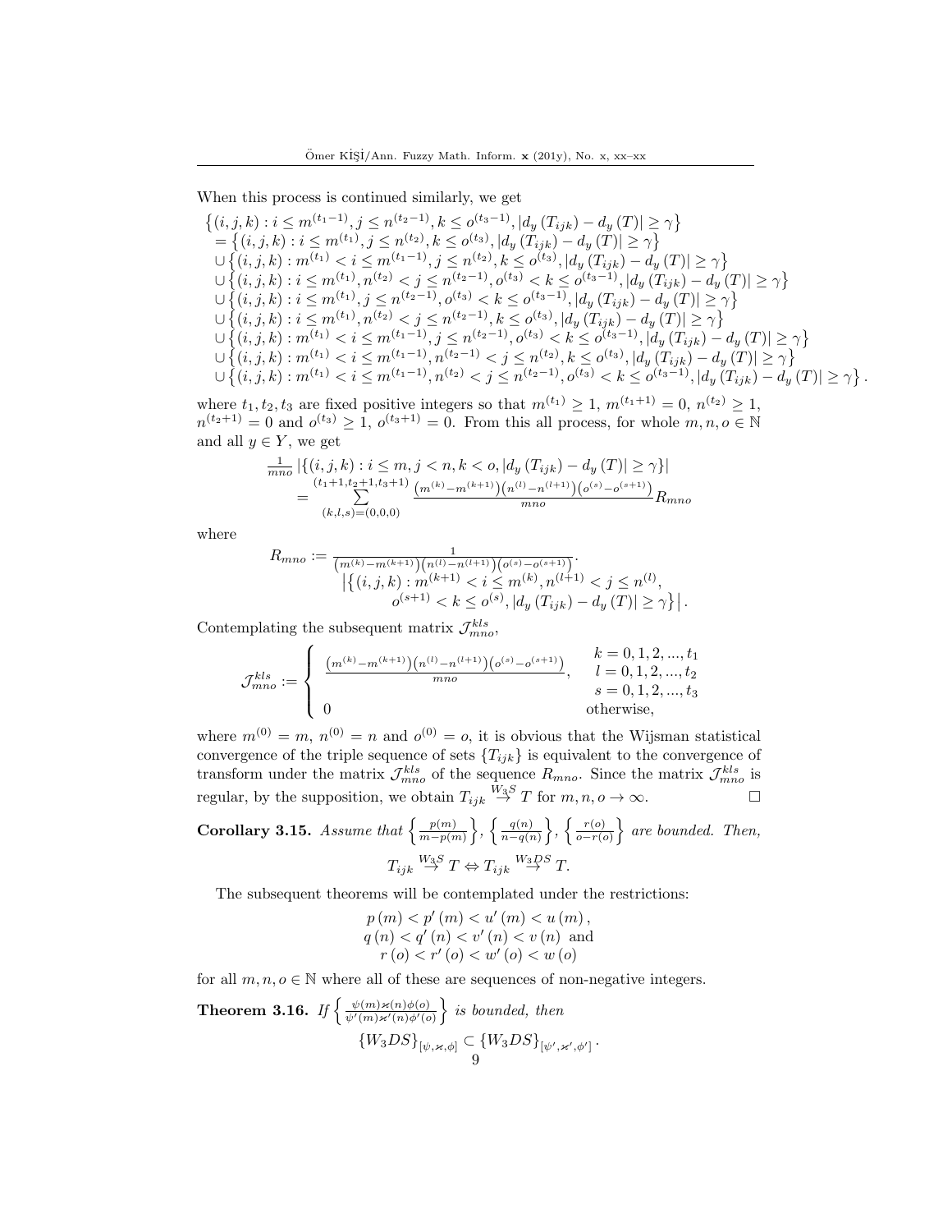When this process is continued similarly, we get

$$
\begin{aligned}
&\left\{(i,j,k) : i \leq m^{(t_1-1)}, j \leq n^{(t_2-1)}, k \leq o^{(t_3-1)}, \left|d_y\left(T_{ijk}\right) - d_y\left(T\right)\right| \geq \gamma\right\} \\
&= \left\{(i,j,k) : i \leq m^{(t_1)}, j \leq n^{(t_2)}, k \leq o^{(t_3)}, \left|d_y\left(T_{ijk}\right) - d_y\left(T\right)\right| \geq \gamma\right\} \\
&\cup \left\{(i,j,k) : m^{(t_1)} < i \leq m^{(t_1-1)}, j \leq n^{(t_2)}, k \leq o^{(t_3)}, \left|d_y\left(T_{ijk}\right) - d_y\left(T\right)\right| \geq \gamma\right\} \\
&\cup \left\{(i,j,k) : i \leq m^{(t_1)}, n^{(t_2)} < j \leq n^{(t_2-1)}, o^{(t_3)} < k \leq o^{(t_3-1)}, \left|d_y\left(T_{ijk}\right) - d_y\left(T\right)\right| \geq \gamma\right\} \\
&\cup \left\{(i,j,k) : i \leq m^{(t_1)}, j \leq n^{(t_2-1)}, o^{(t_3)} < k \leq o^{(t_3-1)}, \left|d_y\left(T_{ijk}\right) - d_y\left(T\right)\right| \geq \gamma\right\} \\
&\cup \left\{(i,j,k) : i \leq m^{(t_1)}, n^{(t_2)} < j \leq n^{(t_2-1)}, k \leq o^{(t_3)}, \left|d_y\left(T_{ijk}\right) - d_y\left(T\right)\right| \geq \gamma\right\} \\
&\cup \left\{(i,j,k) : m^{(t_1)} < i \leq m^{(t_1-1)}, j \leq n^{(t_2-1)}, o^{(t_3)} < k \leq o^{(t_3-1)}, \left|d_y\left(T_{ijk}\right) - d_y\left(T\right)\right| \geq \gamma\right\} \\
&\cup \left\{(i,j,k) : m^{(t_1)} < i \leq m^{(t_1-1)}, n^{(t_2-1)} < j \leq n^{(t_2)}, k \leq o^{(t_3)}, \left|d_y\left(T_{ijk}\right) - d_y\left(T\right)\right| \geq \gamma\right\} \\
&\cup \left\{(i,j,k) : m^{(t_1)} < i \leq m^{(t_1-1)}, n^{(t_2)} < j \leq n^{(t_2-1)}, o^{(t_3)} < k \leq o^{(t_3-1)}, \left|d_y\left(T_{ijk}\right) - d_y\left(T\right)\right| \geq \gamma\right\}.
\end{aligned}
$$

where $t_1, t_2, t_3$ are fixed positive integers so that $m^{(t_1)} \geq 1$, $m^{(t_1+1)} = 0$, $n^{(t_2)} \geq 1$, $n^{(t_2+1)} = 0$ and $o^{(t_3)} \geq 1$, $o^{(t_3+1)} = 0$. From this all process, for whole $m, n, o \in \mathbb{N}$ and all $y \in Y$, we get

$$
\begin{aligned}
&\frac{1}{mno}\left|\left\{(i,j,k) : i \leq m, j < n, k < o, \left|d_y\left(T_{ijk}\right) - d_y\left(T\right)\right| \geq \gamma\right\}\right| \\
&= \sum_{(k,l,s)=(0,0,0)}^{(t_1+1, t_2+1, t_3+1)} \frac{\left(m^{(k)} - m^{(k+1)}\right)\left(n^{(l)} - n^{(l+1)}\right)\left(o^{(s)} - o^{(s+1)}\right)}{mno} R_{mno}
\end{aligned}
$$

where

$$
\begin{aligned}
R_{mno} := &\frac{1}{\left(m^{(k)} - m^{(k+1)}\right)\left(n^{(l)} - n^{(l+1)}\right)\left(o^{(s)} - o^{(s+1)}\right)}. \\
&\left|\left\{(i,j,k) : m^{(k+1)} < i \leq m^{(k)}, n^{(l+1)} < j \leq n^{(l)},\right.\right. \\
&\left.\left. o^{(s+1)} < k \leq o^{(s)}, \left|d_y\left(T_{ijk}\right) - d_y\left(T\right)\right| \geq \gamma\right\}\right|.
\end{aligned}
$$

Contemplating the subsequent matrix $\mathcal{J}_{mno}^{kls}$,

$$
\mathcal{J}_{mno}^{kls} := \begin{cases} \dfrac{\left(m^{(k)} - m^{(k+1)}\right)\left(n^{(l)} - n^{(l+1)}\right)\left(o^{(s)} - o^{(s+1)}\right)}{mno}, & \begin{array}{l} k = 0,1,2,...,t_1 \\ l = 0,1,2,...,t_2 \\ s = 0,1,2,...,t_3 \end{array} \\ 0 & \text{otherwise,} \end{cases}
$$

where $m^{(0)} = m$, $n^{(0)} = n$ and $o^{(0)} = o$, it is obvious that the Wijsman statistical convergence of the triple sequence of sets $\{T_{ijk}\}$ is equivalent to the convergence of transform under the matrix $\mathcal{J}_{mno}^{kls}$ of the sequence $R_{mno}$. Since the matrix $\mathcal{J}_{mno}^{kls}$ is regular, by the supposition, we obtain $T_{ijk} \overset{W_3S}{\to} T$ for $m, n, o \to \infty$. □

**Corollary 3.15.** *Assume that* $\left\{\frac{p(m)}{m-p(m)}\right\}$, $\left\{\frac{q(n)}{n-q(n)}\right\}$, $\left\{\frac{r(o)}{o-r(o)}\right\}$ *are bounded. Then,*

$$
T_{ijk} \overset{W_3S}{\to} T \Leftrightarrow T_{ijk} \overset{W_3DS}{\to} T.
$$

The subsequent theorems will be contemplated under the restrictions:

$$
\begin{aligned}
p(m) < p'(m) < u'(m) < u(m), \\
q(n) < q'(n) < v'(n) < v(n) \text{ and} \\
r(o) < r'(o) < w'(o) < w(o)
\end{aligned}
$$

for all $m, n, o \in \mathbb{N}$ where all of these are sequences of non-negative integers.

**Theorem 3.16.** *If* $\left\{\frac{\psi(m)\varkappa(n)\phi(o)}{\psi'(m)\varkappa'(n)\phi'(o)}\right\}$ *is bounded, then*

$$
\{W_3DS\}_{[\psi,\varkappa,\phi]} \subset \{W_3DS\}_{[\psi',\varkappa',\phi']}.
$$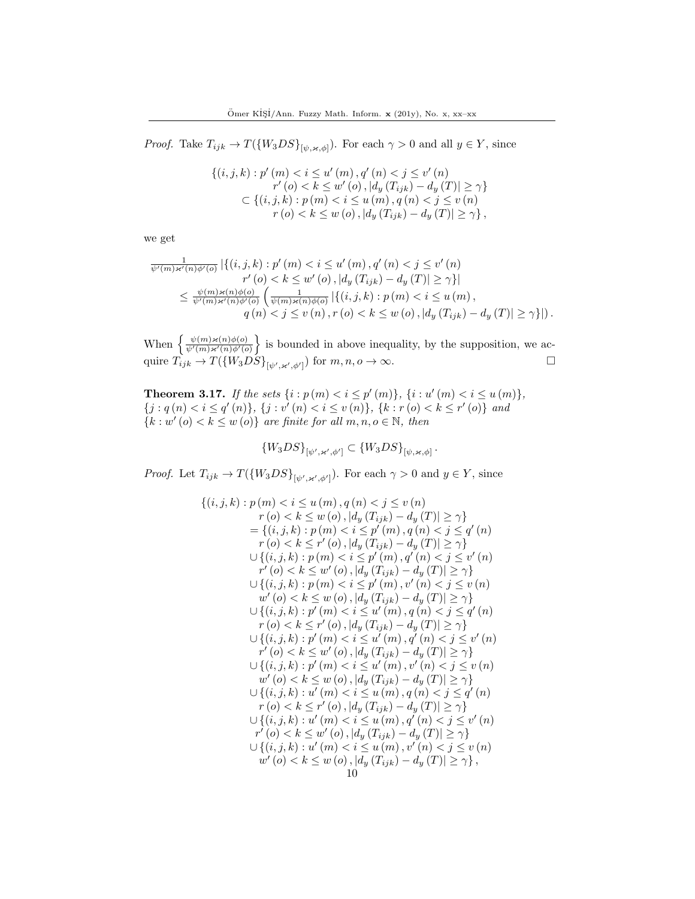*Proof.* Take $T_{ijk} \to T(\{W_3DS\}_{[\psi,\varkappa,\phi]})$. For each $\gamma > 0$ and all $y \in Y$, since

$$\begin{aligned}
&\{(i,j,k) : p'(m) < i \le u'(m), q'(n) < j \le v'(n) \\
&\qquad r'(o) < k \le w'(o), |d_y(T_{ijk}) - d_y(T)| \ge \gamma\} \\
&\quad \subset \{(i,j,k) : p(m) < i \le u(m), q(n) < j \le v(n) \\
&\qquad r(o) < k \le w(o), |d_y(T_{ijk}) - d_y(T)| \ge \gamma\},
\end{aligned}$$

we get

$$\begin{aligned}
&\tfrac{1}{\psi'(m)\varkappa'(n)\phi'(o)} \left|\{(i,j,k) : p'(m) < i \le u'(m), q'(n) < j \le v'(n) \right. \\
&\qquad \left. r'(o) < k \le w'(o), |d_y(T_{ijk}) - d_y(T)| \ge \gamma\}\right| \\
&\quad \le \tfrac{\psi(m)\varkappa(n)\phi(o)}{\psi'(m)\varkappa'(n)\phi'(o)} \left( \tfrac{1}{\psi(m)\varkappa(n)\phi(o)} \left|\{(i,j,k) : p(m) < i \le u(m), \right.\right. \\
&\qquad \left.\left. q(n) < j \le v(n), r(o) < k \le w(o), |d_y(T_{ijk}) - d_y(T)| \ge \gamma\}\right| \right).
\end{aligned}$$

When $\left\{ \frac{\psi(m)\varkappa(n)\phi(o)}{\psi'(m)\varkappa'(n)\phi'(o)} \right\}$ is bounded in above inequality, by the supposition, we acquire $T_{ijk} \to T(\{W_3DS\}_{[\psi',\varkappa',\phi']})$ for $m,n,o \to \infty$. □

**Theorem 3.17.** *If the sets $\{i : p(m) < i \le p'(m)\}$, $\{i : u'(m) < i \le u(m)\}$, $\{j : q(n) < i \le q'(n)\}$, $\{j : v'(n) < i \le v(n)\}$, $\{k : r(o) < k \le r'(o)\}$ and $\{k : w'(o) < k \le w(o)\}$ are finite for all $m,n,o \in \mathbb{N}$, then*

$$\{W_3DS\}_{[\psi',\varkappa',\phi']} \subset \{W_3DS\}_{[\psi,\varkappa,\phi]}.$$

*Proof.* Let $T_{ijk} \to T(\{W_3DS\}_{[\psi',\varkappa',\phi']})$. For each $\gamma > 0$ and $y \in Y$, since

$$\begin{aligned}
&\{(i,j,k) : p(m) < i \le u(m), q(n) < j \le v(n) \\
&\quad r(o) < k \le w(o), |d_y(T_{ijk}) - d_y(T)| \ge \gamma\} \\
&= \{(i,j,k) : p(m) < i \le p'(m), q(n) < j \le q'(n) \\
&\quad r(o) < k \le r'(o), |d_y(T_{ijk}) - d_y(T)| \ge \gamma\} \\
&\cup \{(i,j,k) : p(m) < i \le p'(m), q'(n) < j \le v'(n) \\
&\quad r'(o) < k \le w'(o), |d_y(T_{ijk}) - d_y(T)| \ge \gamma\} \\
&\cup \{(i,j,k) : p(m) < i \le p'(m), v'(n) < j \le v(n) \\
&\quad w'(o) < k \le w(o), |d_y(T_{ijk}) - d_y(T)| \ge \gamma\} \\
&\cup \{(i,j,k) : p'(m) < i \le u'(m), q(n) < j \le q'(n) \\
&\quad r(o) < k \le r'(o), |d_y(T_{ijk}) - d_y(T)| \ge \gamma\} \\
&\cup \{(i,j,k) : p'(m) < i \le u'(m), q'(n) < j \le v'(n) \\
&\quad r'(o) < k \le w'(o), |d_y(T_{ijk}) - d_y(T)| \ge \gamma\} \\
&\cup \{(i,j,k) : p'(m) < i \le u'(m), v'(n) < j \le v(n) \\
&\quad w'(o) < k \le w(o), |d_y(T_{ijk}) - d_y(T)| \ge \gamma\} \\
&\cup \{(i,j,k) : u'(m) < i \le u(m), q(n) < j \le q'(n) \\
&\quad r(o) < k \le r'(o), |d_y(T_{ijk}) - d_y(T)| \ge \gamma\} \\
&\cup \{(i,j,k) : u'(m) < i \le u(m), q'(n) < j \le v'(n) \\
&\quad r'(o) < k \le w'(o), |d_y(T_{ijk}) - d_y(T)| \ge \gamma\} \\
&\cup \{(i,j,k) : u'(m) < i \le u(m), v'(n) < j \le v(n) \\
&\quad w'(o) < k \le w(o), |d_y(T_{ijk}) - d_y(T)| \ge \gamma\},
\end{aligned}$$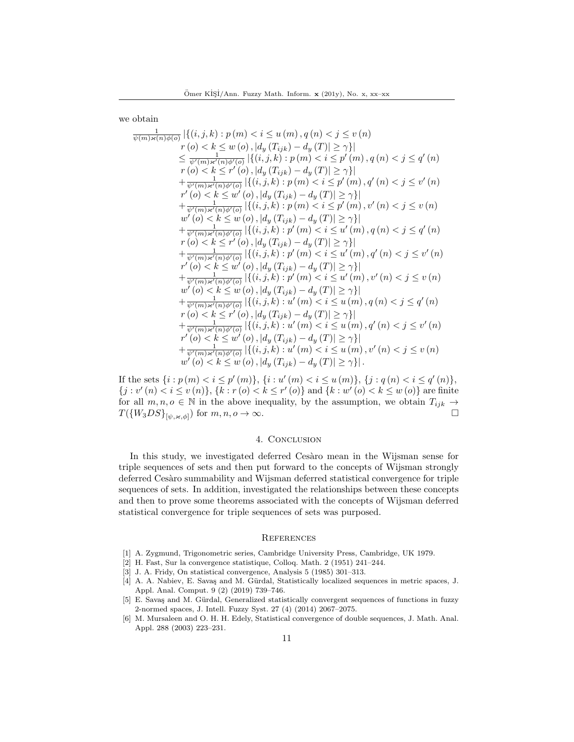we obtain

$$
\begin{aligned}
&\tfrac{1}{\psi(m)\varkappa(n)\phi(o)} \left|\{(i,j,k) : p(m) < i \le u(m), q(n) < j \le v(n)\right. \\
&\quad \left. r(o) < k \le w(o), |d_y(T_{ijk}) - d_y(T)| \ge \gamma\}\right| \\
&\quad \le \tfrac{1}{\psi'(m)\varkappa'(n)\phi'(o)} \left|\{(i,j,k) : p(m) < i \le p'(m), q(n) < j \le q'(n)\right. \\
&\quad \left. r(o) < k \le r'(o), |d_y(T_{ijk}) - d_y(T)| \ge \gamma\}\right| \\
&\quad + \tfrac{1}{\psi'(m)\varkappa'(n)\phi'(o)} \left|\{(i,j,k) : p(m) < i \le p'(m), q'(n) < j \le v'(n)\right. \\
&\quad \left. r'(o) < k \le w'(o), |d_y(T_{ijk}) - d_y(T)| \ge \gamma\}\right| \\
&\quad + \tfrac{1}{\psi'(m)\varkappa'(n)\phi'(o)} \left|\{(i,j,k) : p(m) < i \le p'(m), v'(n) < j \le v(n)\right. \\
&\quad \left. w'(o) < k \le w(o), |d_y(T_{ijk}) - d_y(T)| \ge \gamma\}\right| \\
&\quad + \tfrac{1}{\psi'(m)\varkappa'(n)\phi'(o)} \left|\{(i,j,k) : p'(m) < i \le u'(m), q(n) < j \le q'(n)\right. \\
&\quad \left. r(o) < k \le r'(o), |d_y(T_{ijk}) - d_y(T)| \ge \gamma\}\right| \\
&\quad + \tfrac{1}{\psi'(m)\varkappa'(n)\phi'(o)} \left|\{(i,j,k) : p'(m) < i \le u'(m), q'(n) < j \le v'(n)\right. \\
&\quad \left. r'(o) < k \le w'(o), |d_y(T_{ijk}) - d_y(T)| \ge \gamma\}\right| \\
&\quad + \tfrac{1}{\psi'(m)\varkappa'(n)\phi'(o)} \left|\{(i,j,k) : p'(m) < i \le u'(m), v'(n) < j \le v(n)\right. \\
&\quad \left. w'(o) < k \le w(o), |d_y(T_{ijk}) - d_y(T)| \ge \gamma\}\right| \\
&\quad + \tfrac{1}{\psi'(m)\varkappa'(n)\phi'(o)} \left|\{(i,j,k) : u'(m) < i \le u(m), q(n) < j \le q'(n)\right. \\
&\quad \left. r(o) < k \le r'(o), |d_y(T_{ijk}) - d_y(T)| \ge \gamma\}\right| \\
&\quad + \tfrac{1}{\psi'(m)\varkappa'(n)\phi'(o)} \left|\{(i,j,k) : u'(m) < i \le u(m), q'(n) < j \le v'(n)\right. \\
&\quad \left. r'(o) < k \le w'(o), |d_y(T_{ijk}) - d_y(T)| \ge \gamma\}\right| \\
&\quad + \tfrac{1}{\psi'(m)\varkappa'(n)\phi'(o)} \left|\{(i,j,k) : u'(m) < i \le u(m), v'(n) < j \le v(n)\right. \\
&\quad \left. w'(o) < k \le w(o), |d_y(T_{ijk}) - d_y(T)| \ge \gamma\}\right|.
\end{aligned}
$$

If the sets $\{i : p(m) < i \le p'(m)\}$, $\{i : u'(m) < i \le u(m)\}$, $\{j : q(n) < i \le q'(n)\}$, $\{j : v'(n) < i \le v(n)\}$, $\{k : r(o) < k \le r'(o)\}$ and $\{k : w'(o) < k \le w(o)\}$ are finite for all $m, n, o \in \mathbb{N}$ in the above inequality, by the assumption, we obtain $T_{ijk} \to T(\{W_3DS\}_{[\psi,\varkappa,\phi]})$ for $m, n, o \to \infty$. □

## 4. Conclusion

In this study, we investigated deferred Cesàro mean in the Wijsman sense for triple sequences of sets and then put forward to the concepts of Wijsman strongly deferred Cesàro summability and Wijsman deferred statistical convergence for triple sequences of sets. In addition, investigated the relationships between these concepts and then to prove some theorems associated with the concepts of Wijsman deferred statistical convergence for triple sequences of sets was purposed.

## References

[1] A. Zygmund, Trigonometric series, Cambridge University Press, Cambridge, UK 1979.

[2] H. Fast, Sur la convergence statistique, Colloq. Math. 2 (1951) 241–244.

[3] J. A. Fridy, On statistical convergence, Analysis 5 (1985) 301–313.

[4] A. A. Nabiev, E. Savaş and M. Gürdal, Statistically localized sequences in metric spaces, J. Appl. Anal. Comput. 9 (2) (2019) 739–746.

[5] E. Savaş and M. Gürdal, Generalized statistically convergent sequences of functions in fuzzy 2-normed spaces, J. Intell. Fuzzy Syst. 27 (4) (2014) 2067–2075.

[6] M. Mursaleen and O. H. H. Edely, Statistical convergence of double sequences, J. Math. Anal. Appl. 288 (2003) 223–231.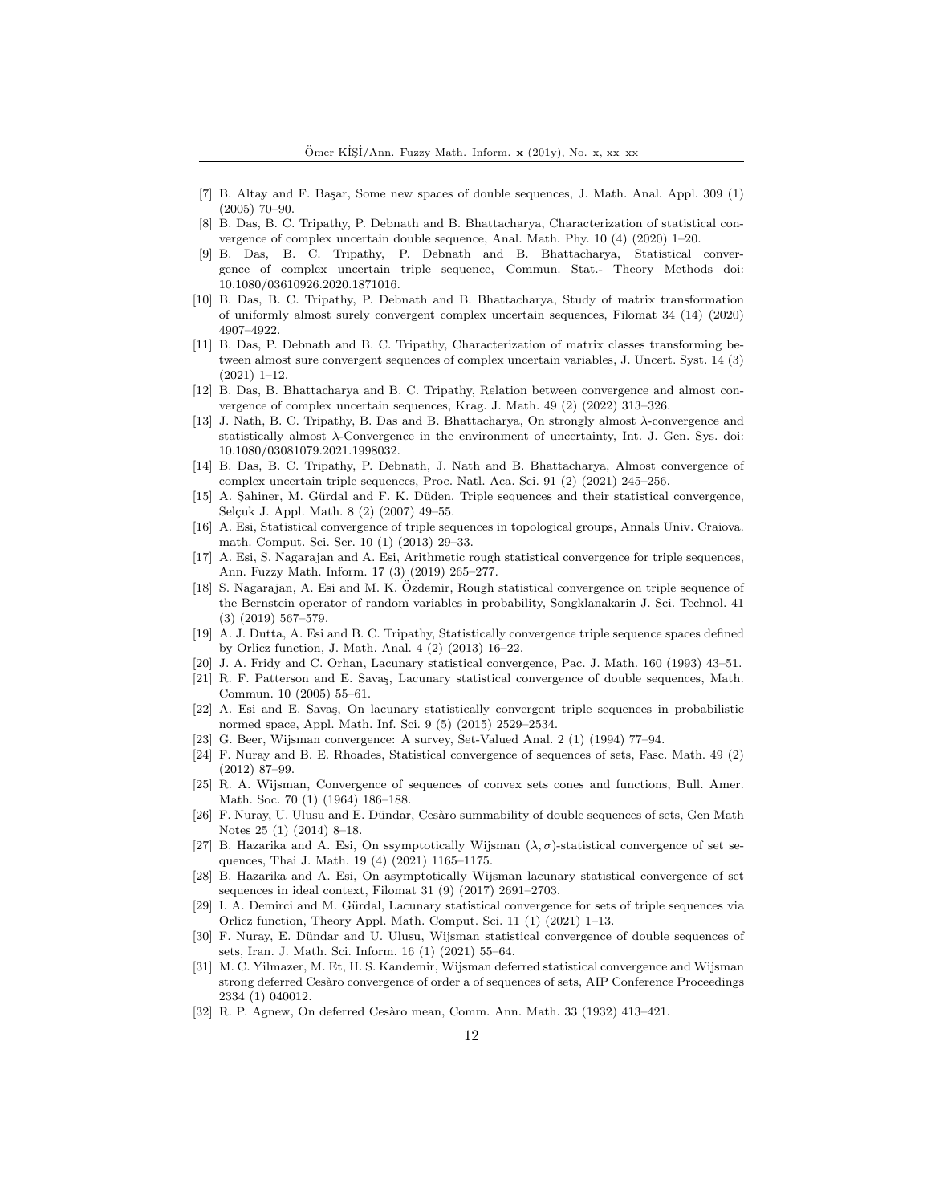[7] B. Altay and F. Başar, Some new spaces of double sequences, J. Math. Anal. Appl. 309 (1) (2005) 70–90.

[8] B. Das, B. C. Tripathy, P. Debnath and B. Bhattacharya, Characterization of statistical convergence of complex uncertain double sequence, Anal. Math. Phy. 10 (4) (2020) 1–20.

[9] B. Das, B. C. Tripathy, P. Debnath and B. Bhattacharya, Statistical convergence of complex uncertain triple sequence, Commun. Stat.- Theory Methods doi: 10.1080/03610926.2020.1871016.

[10] B. Das, B. C. Tripathy, P. Debnath and B. Bhattacharya, Study of matrix transformation of uniformly almost surely convergent complex uncertain sequences, Filomat 34 (14) (2020) 4907–4922.

[11] B. Das, P. Debnath and B. C. Tripathy, Characterization of matrix classes transforming between almost sure convergent sequences of complex uncertain variables, J. Uncert. Syst. 14 (3) (2021) 1–12.

[12] B. Das, B. Bhattacharya and B. C. Tripathy, Relation between convergence and almost convergence of complex uncertain sequences, Krag. J. Math. 49 (2) (2022) 313–326.

[13] J. Nath, B. C. Tripathy, B. Das and B. Bhattacharya, On strongly almost $\lambda$-convergence and statistically almost $\lambda$-Convergence in the environment of uncertainty, Int. J. Gen. Sys. doi: 10.1080/03081079.2021.1998032.

[14] B. Das, B. C. Tripathy, P. Debnath, J. Nath and B. Bhattacharya, Almost convergence of complex uncertain triple sequences, Proc. Natl. Aca. Sci. 91 (2) (2021) 245–256.

[15] A. Şahiner, M. Gürdal and F. K. Düden, Triple sequences and their statistical convergence, Selçuk J. Appl. Math. 8 (2) (2007) 49–55.

[16] A. Esi, Statistical convergence of triple sequences in topological groups, Annals Univ. Craiova. math. Comput. Sci. Ser. 10 (1) (2013) 29–33.

[17] A. Esi, S. Nagarajan and A. Esi, Arithmetic rough statistical convergence for triple sequences, Ann. Fuzzy Math. Inform. 17 (3) (2019) 265–277.

[18] S. Nagarajan, A. Esi and M. K. Özdemir, Rough statistical convergence on triple sequence of the Bernstein operator of random variables in probability, Songklanakarin J. Sci. Technol. 41 (3) (2019) 567–579.

[19] A. J. Dutta, A. Esi and B. C. Tripathy, Statistically convergence triple sequence spaces defined by Orlicz function, J. Math. Anal. 4 (2) (2013) 16–22.

[20] J. A. Fridy and C. Orhan, Lacunary statistical convergence, Pac. J. Math. 160 (1993) 43–51.

[21] R. F. Patterson and E. Savaş, Lacunary statistical convergence of double sequences, Math. Commun. 10 (2005) 55–61.

[22] A. Esi and E. Savaş, On lacunary statistically convergent triple sequences in probabilistic normed space, Appl. Math. Inf. Sci. 9 (5) (2015) 2529–2534.

[23] G. Beer, Wijsman convergence: A survey, Set-Valued Anal. 2 (1) (1994) 77–94.

[24] F. Nuray and B. E. Rhoades, Statistical convergence of sequences of sets, Fasc. Math. 49 (2) (2012) 87–99.

[25] R. A. Wijsman, Convergence of sequences of convex sets cones and functions, Bull. Amer. Math. Soc. 70 (1) (1964) 186–188.

[26] F. Nuray, U. Ulusu and E. Dündar, Cesàro summability of double sequences of sets, Gen Math Notes 25 (1) (2014) 8–18.

[27] B. Hazarika and A. Esi, On ssymptotically Wijsman $(\lambda, \sigma)$-statistical convergence of set sequences, Thai J. Math. 19 (4) (2021) 1165–1175.

[28] B. Hazarika and A. Esi, On asymptotically Wijsman lacunary statistical convergence of set sequences in ideal context, Filomat 31 (9) (2017) 2691–2703.

[29] I. A. Demirci and M. Gürdal, Lacunary statistical convergence for sets of triple sequences via Orlicz function, Theory Appl. Math. Comput. Sci. 11 (1) (2021) 1–13.

[30] F. Nuray, E. Dündar and U. Ulusu, Wijsman statistical convergence of double sequences of sets, Iran. J. Math. Sci. Inform. 16 (1) (2021) 55–64.

[31] M. C. Yilmazer, M. Et, H. S. Kandemir, Wijsman deferred statistical convergence and Wijsman strong deferred Cesàro convergence of order a of sequences of sets, AIP Conference Proceedings 2334 (1) 040012.

[32] R. P. Agnew, On deferred Cesàro mean, Comm. Ann. Math. 33 (1932) 413–421.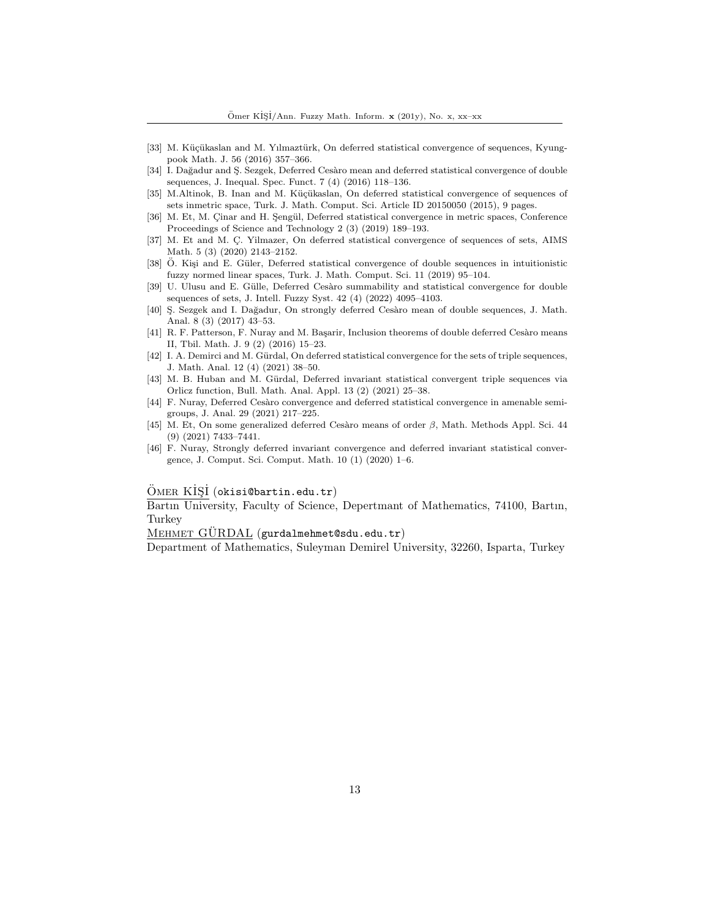[33] M. Küçükaslan and M. Yılmaztürk, On deferred statistical convergence of sequences, Kyungpook Math. J. 56 (2016) 357–366.

[34] I. Dağadur and Ş. Sezgek, Deferred Cesàro mean and deferred statistical convergence of double sequences, J. Inequal. Spec. Funct. 7 (4) (2016) 118–136.

[35] M.Altinok, B. Inan and M. Küçükaslan, On deferred statistical convergence of sequences of sets inmetric space, Turk. J. Math. Comput. Sci. Article ID 20150050 (2015), 9 pages.

[36] M. Et, M. Çinar and H. Şengül, Deferred statistical convergence in metric spaces, Conference Proceedings of Science and Technology 2 (3) (2019) 189–193.

[37] M. Et and M. Ç. Yilmazer, On deferred statistical convergence of sequences of sets, AIMS Math. 5 (3) (2020) 2143–2152.

[38] Ö. Kişi and E. Güler, Deferred statistical convergence of double sequences in intuitionistic fuzzy normed linear spaces, Turk. J. Math. Comput. Sci. 11 (2019) 95–104.

[39] U. Ulusu and E. Gülle, Deferred Cesàro summability and statistical convergence for double sequences of sets, J. Intell. Fuzzy Syst. 42 (4) (2022) 4095–4103.

[40] Ş. Sezgek and I. Dağadur, On strongly deferred Cesàro mean of double sequences, J. Math. Anal. 8 (3) (2017) 43–53.

[41] R. F. Patterson, F. Nuray and M. Başarir, Inclusion theorems of double deferred Cesàro means II, Tbil. Math. J. 9 (2) (2016) 15–23.

[42] I. A. Demirci and M. Gürdal, On deferred statistical convergence for the sets of triple sequences, J. Math. Anal. 12 (4) (2021) 38–50.

[43] M. B. Huban and M. Gürdal, Deferred invariant statistical convergent triple sequences via Orlicz function, Bull. Math. Anal. Appl. 13 (2) (2021) 25–38.

[44] F. Nuray, Deferred Cesàro convergence and deferred statistical convergence in amenable semigroups, J. Anal. 29 (2021) 217–225.

[45] M. Et, On some generalized deferred Cesàro means of order $\beta$, Math. Methods Appl. Sci. 44 (9) (2021) 7433–7441.

[46] F. Nuray, Strongly deferred invariant convergence and deferred invariant statistical convergence, J. Comput. Sci. Comput. Math. 10 (1) (2020) 1–6.

Ömer Kİşİ (okisi@bartin.edu.tr)
Bartın University, Faculty of Science, Depertmant of Mathematics, 74100, Bartın, Turkey

Mehmet Gürdal (gurdalmehmet@sdu.edu.tr)
Department of Mathematics, Suleyman Demirel University, 32260, Isparta, Turkey